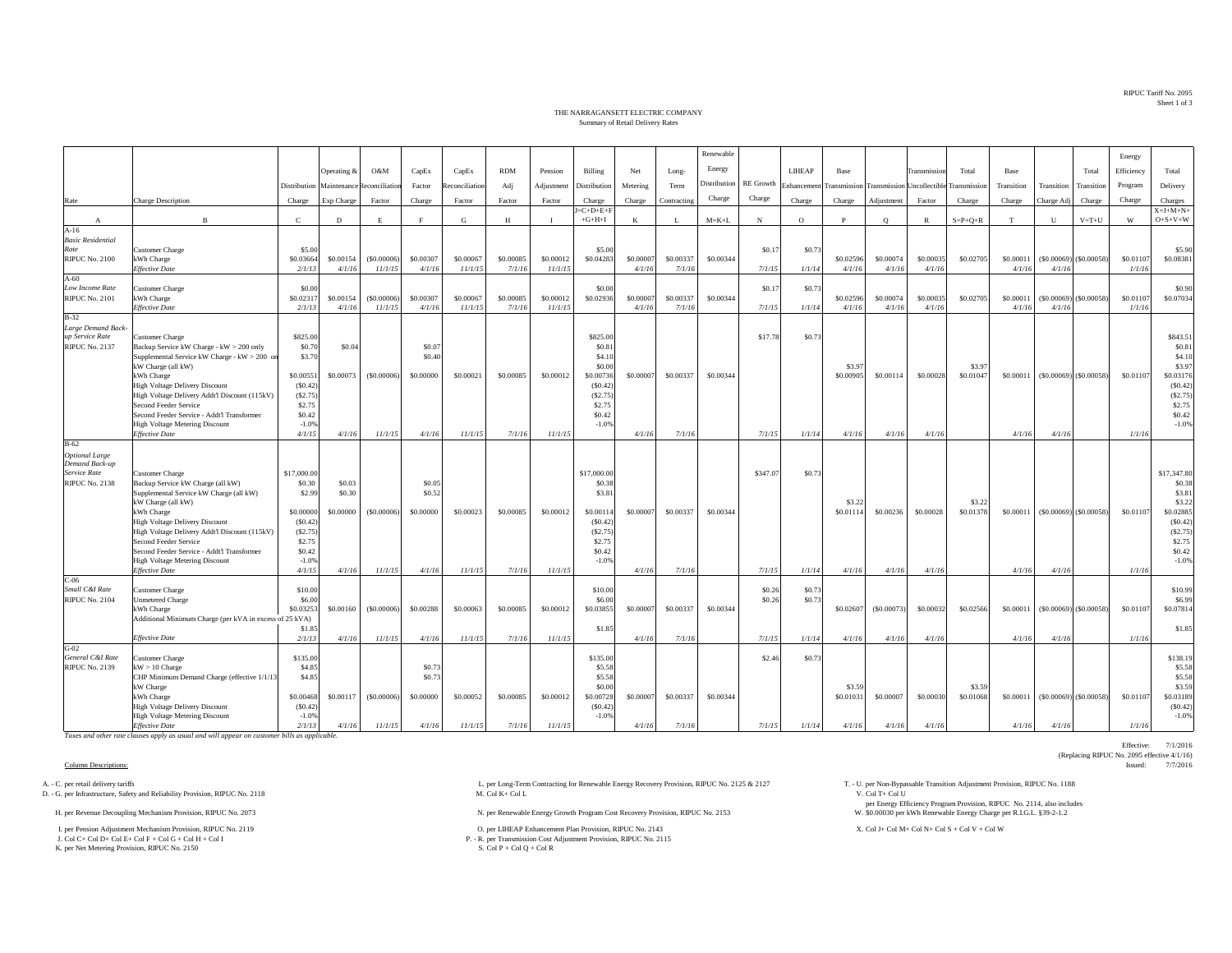RIPUC Tariff No. 2095
Sheet 1 of 3

THE NARRAGANSETT ELECTRIC COMPANY
Summary of Retail Delivery Rates

| Rate | Charge Description | Distribution Charge | Operating & Maintenance Exp Charge | O&M Reconciliation Factor | CapEx Factor Charge | CapEx Reconciliation Factor | RDM Adj Factor | Pension Adjustment Factor | Billing Distribution Charge | Net Metering Charge | Long-Term Contracting | Renewable Energy Distribution Charge | RE Growth Charge | LIHEAP Enhancement Charge | Base Transmission Charge | Transmission Adjustment | Transmission Uncollectible Factor | Total Transmission Charge | Base Transition Charge | Transition Charge Adj | Total Transition Charge | Energy Efficiency Program Charge | Total Delivery Charges |
|---|---|---|---|---|---|---|---|---|---|---|---|---|---|---|---|---|---|---|---|---|---|---|---|
| | | | | | | | | | J=C+D+E+F+G+H+I | | | | | | | | | | | | | | X=J+M+N+O+S+V+W |
| A | B | C | D | E | F | G | H | I | | K | L | M=K+L | N | O | P | Q | R | S=P+Q+R | T | U | V=T+U | W | |
| A-16 *Basic Residential Rate* RIPUC No. 2100 | Customer Charge | $5.00 | | | | | | | $5.00 | | | | $0.17 | $0.73 | | | | | | | | | $5.90 |
| | kWh Charge | $0.03664 | $0.00154 | ($0.00006) | $0.00307 | $0.00067 | $0.00085 | $0.00012 | $0.04283 | $0.00007 | $0.00337 | $0.00344 | | | $0.02596 | $0.00074 | $0.00035 | $0.02705 | $0.00011 | ($0.00069) | ($0.00058) | $0.01107 | $0.08381 |
| | *Effective Date* | *2/1/13* | *4/1/16* | *11/1/15* | *4/1/16* | *11/1/15* | *7/1/16* | *11/1/15* | | *4/1/16* | *7/1/16* | | *7/1/15* | *1/1/14* | *4/1/16* | *4/1/16* | *4/1/16* | | *4/1/16* | *4/1/16* | | *1/1/16* | |
| A-60 *Low Income Rate* RIPUC No. 2101 | Customer Charge | $0.00 | | | | | | | $0.00 | | | | $0.17 | $0.73 | | | | | | | | | $0.90 |
| | kWh Charge | $0.02317 | $0.00154 | ($0.00006) | $0.00307 | $0.00067 | $0.00085 | $0.00012 | $0.02936 | $0.00007 | $0.00337 | $0.00344 | | | $0.02596 | $0.00074 | $0.00035 | $0.02705 | $0.00011 | ($0.00069) | ($0.00058) | $0.01107 | $0.07034 |
| | *Effective Date* | *2/1/13* | *4/1/16* | *11/1/15* | *4/1/16* | *11/1/15* | *7/1/16* | *11/1/15* | | *4/1/16* | *7/1/16* | | *7/1/15* | *1/1/14* | *4/1/16* | *4/1/16* | *4/1/16* | | *4/1/16* | *4/1/16* | | *1/1/16* | |
| B-32 *Large Demand Back-up Service Rate* RIPUC No. 2137 | Customer Charge | $825.00 | | | | | | | $825.00 | | | | $17.78 | $0.73 | | | | | | | | | $843.51 |
| | Backup Service kW Charge - kW > 200 only | $0.70 | $0.04 | | $0.07 | | | | $0.81 | | | | | | | | | | | | | | $0.81 |
| | Supplemental Service kW Charge - kW > 200 on | $3.70 | | | $0.40 | | | | $4.10 | | | | | | | | | | | | | | $4.10 |
| | kW Charge (all kW) | | | | | | | | $0.00 | | | | | | $3.97 | | | $3.97 | | | | | $3.97 |
| | kWh Charge | $0.00551 | $0.00073 | ($0.00006) | $0.00000 | $0.00021 | $0.00085 | $0.00012 | $0.00736 | $0.00007 | $0.00337 | $0.00344 | | | $0.00905 | $0.00114 | $0.00028 | $0.01047 | $0.00011 | ($0.00069) | ($0.00058) | $0.01107 | $0.03176 |
| | High Voltage Delivery Discount | ($0.42) | | | | | | | ($0.42) | | | | | | | | | | | | | | ($0.42) |
| | High Voltage Delivery Addt'l Discount (115kV) | ($2.75) | | | | | | | ($2.75) | | | | | | | | | | | | | | ($2.75) |
| | Second Feeder Service | $2.75 | | | | | | | $2.75 | | | | | | | | | | | | | | $2.75 |
| | Second Feeder Service - Addt'l Transformer | $0.42 | | | | | | | $0.42 | | | | | | | | | | | | | | $0.42 |
| | High Voltage Metering Discount | -1.0% | | | | | | | -1.0% | | | | | | | | | | | | | | -1.0% |
| | *Effective Date* | *4/1/15* | *4/1/16* | *11/1/15* | *4/1/16* | *11/1/15* | *7/1/16* | *11/1/15* | | *4/1/16* | *7/1/16* | | *7/1/15* | *1/1/14* | *4/1/16* | *4/1/16* | *4/1/16* | | *4/1/16* | *4/1/16* | | *1/1/16* | |
| B-62 *Optional Large Demand Back-up Service Rate* RIPUC No. 2138 | Customer Charge | $17,000.00 | | | | | | | $17,000.00 | | | | $347.07 | $0.73 | | | | | | | | | $17,347.80 |
| | Backup Service kW Charge (all kW) | $0.30 | $0.03 | | $0.05 | | | | $0.38 | | | | | | | | | | | | | | $0.38 |
| | Supplemental Service kW Charge (all kW) | $2.99 | $0.30 | | $0.52 | | | | $3.81 | | | | | | | | | | | | | | $3.81 |
| | kW Charge (all kW) | | | | | | | | | | | | | | $3.22 | | | $3.22 | | | | | $3.22 |
| | kWh Charge | $0.00000 | $0.00000 | ($0.00006) | $0.00000 | $0.00023 | $0.00085 | $0.00012 | $0.00114 | $0.00007 | $0.00337 | $0.00344 | | | $0.01114 | $0.00236 | $0.00028 | $0.01378 | $0.00011 | ($0.00069) | ($0.00058) | $0.01107 | $0.02885 |
| | High Voltage Delivery Discount | ($0.42) | | | | | | | ($0.42) | | | | | | | | | | | | | | ($0.42) |
| | High Voltage Delivery Addt'l Discount (115kV) | ($2.75) | | | | | | | ($2.75) | | | | | | | | | | | | | | ($2.75) |
| | Second Feeder Service | $2.75 | | | | | | | $2.75 | | | | | | | | | | | | | | $2.75 |
| | Second Feeder Service - Addt'l Transformer | $0.42 | | | | | | | $0.42 | | | | | | | | | | | | | | $0.42 |
| | High Voltage Metering Discount | -1.0% | | | | | | | -1.0% | | | | | | | | | | | | | | -1.0% |
| | *Effective Date* | *4/1/15* | *4/1/16* | *11/1/15* | *4/1/16* | *11/1/15* | *7/1/16* | *11/1/15* | | *4/1/16* | *7/1/16* | | *7/1/15* | *1/1/14* | *4/1/16* | *4/1/16* | *4/1/16* | | *4/1/16* | *4/1/16* | | *1/1/16* | |
| C-06 *Small C&I Rate* RIPUC No. 2104 | Customer Charge | $10.00 | | | | | | | $10.00 | | | | $0.26 | $0.73 | | | | | | | | | $10.99 |
| | Unmetered Charge | $6.00 | | | | | | | $6.00 | | | | $0.26 | $0.73 | | | | | | | | | $6.99 |
| | kWh Charge | $0.03253 | $0.00160 | ($0.00006) | $0.00288 | $0.00063 | $0.00085 | $0.00012 | $0.03855 | $0.00007 | $0.00337 | $0.00344 | | | $0.02607 | ($0.00073) | $0.00032 | $0.02566 | $0.00011 | ($0.00069) | ($0.00058) | $0.01107 | $0.07814 |
| | Additional Minimum Charge (per kVA in excess of 25 kVA) | $1.85 | | | | | | | $1.85 | | | | | | | | | | | | | | $1.85 |
| | *Effective Date* | *2/1/13* | *4/1/16* | *11/1/15* | *4/1/16* | *11/1/15* | *7/1/16* | *11/1/15* | | *4/1/16* | *7/1/16* | | *7/1/15* | *1/1/14* | *4/1/16* | *4/1/16* | *4/1/16* | | *4/1/16* | *4/1/16* | | *1/1/16* | |
| G-02 *General C&I Rate* RIPUC No. 2139 | Customer Charge | $135.00 | | | | | | | $135.00 | | | | $2.46 | $0.73 | | | | | | | | | $138.19 |
| | kW > 10 Charge | $4.85 | | | $0.73 | | | | $5.58 | | | | | | | | | | | | | | $5.58 |
| | CHP Minimum Demand Charge (effective 1/1/13 | $4.85 | | | $0.73 | | | | $5.58 | | | | | | | | | | | | | | $5.58 |
| | kW Charge | | | | | | | | $0.00 | | | | | | $3.59 | | | $3.59 | | | | | $3.59 |
| | kWh Charge | $0.00468 | $0.00117 | ($0.00006) | $0.00000 | $0.00052 | $0.00085 | $0.00012 | $0.00728 | $0.00007 | $0.00337 | $0.00344 | | | $0.01031 | $0.00007 | $0.00030 | $0.01068 | $0.00011 | ($0.00069) | ($0.00058) | $0.01107 | $0.03189 |
| | High Voltage Delivery Discount | ($0.42) | | | | | | | ($0.42) | | | | | | | | | | | | | | ($0.42) |
| | High Voltage Metering Discount | -1.0% | | | | | | | -1.0% | | | | | | | | | | | | | | -1.0% |
| | *Effective Date* | *2/1/13* | *4/1/16* | *11/1/15* | *4/1/16* | *11/1/15* | *7/1/16* | *11/1/15* | | *4/1/16* | *7/1/16* | | *7/1/15* | *1/1/14* | *4/1/16* | *4/1/16* | *4/1/16* | | *4/1/16* | *4/1/16* | | *1/1/16* | |

*Taxes and other rate clauses apply as usual and will appear on customer bills as applicable.*

Effective: 7/1/2016
(Replacing RIPUC No. 2095 effective 4/1/16)
Issued: 7/7/2016

Column Descriptions:

A. - C. per retail delivery tariffs
D. - G. per Infrastructure, Safety and Reliability Provision, RIPUC No. 2118
H. per Revenue Decoupling Mechanism Provision, RIPUC No. 2073
I. per Pension Adjustment Mechanism Provision, RIPUC No. 2119
J. Col C+ Col D+ Col E+ Col F + Col G + Col H + Col I
K. per Net Metering Provision, RIPUC No. 2150

L. per Long-Term Contracting for Renewable Energy Recovery Provision, RIPUC No. 2125 & 2127
M. Col K+ Col L
N. per Renewable Energy Growth Program Cost Recovery Provision, RIPUC No. 2153
O. per LIHEAP Enhancement Plan Provision, RIPUC No. 2143
P. - R. per Transmission Cost Adjustment Provision, RIPUC No. 2115
S. Col P + Col Q + Col R

T. - U. per Non-Bypassable Transition Adjustment Provision, RIPUC No. 1188
V. Col T+ Col U
per Energy Efficiency Program Provision, RIPUC No. 2114, also includes
W. $0.00030 per kWh Renewable Energy Charge per R.I.G.L. §39-2-1.2
X. Col J+ Col M+ Col N+ Col S + Col V + Col W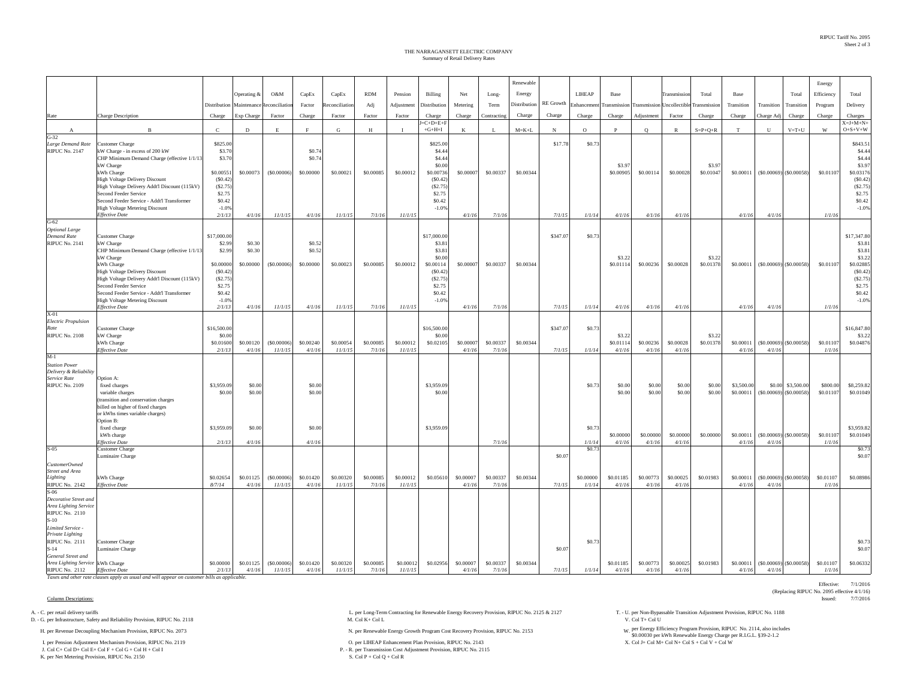THE NARRAGANSETT ELECTRIC COMPANY
Summary of Retail Delivery Rates

| Rate | Charge Description | Distribution Charge | Operating & Maintenance Exp Charge | O&M Reconciliation Factor | CapEx Factor Charge | CapEx Reconciliation Factor | RDM Adj Factor | Pension Adjustment Factor | Billing Distribution Charge | Net Metering Charge | Long-Term Contracting | Renewable Energy Distribution Charge | RE Growth Charge | LIHEAP Enhancement Charge | Base Transmission Charge | Transmission Adjustment | Transmission Uncollectible Factor | Total Transmission Charge | Base Transition Charge | Transition Charge Adj | Total Transition Charge | Energy Efficiency Program Charge | Total Delivery Charges |
|---|---|---|---|---|---|---|---|---|---|---|---|---|---|---|---|---|---|---|---|---|---|---|---|
| A | B | C | D | E | F | G | H | I | J=C+D+E+F+G+H+I | K | L | M=K+L | N | O | P | Q | R | S=P+Q+R | T | U | V=T+U | W | X=J+M+N+O+S+V+W |
| G-32 | | | | | | | | | | | | | | | | | | | | | | | |
| *Large Demand Rate* | Customer Charge | $825.00 | | | | | | | $825.00 | | | | $17.78 | $0.73 | | | | | | | | | $843.51 |
| RIPUC No. 2147 | kW Charge - in excess of 200 kW | $3.70 | | | $0.74 | | | | $4.44 | | | | | | | | | | | | | | $4.44 |
| | CHP Minimum Demand Charge (effective 1/1/13) | $3.70 | | | $0.74 | | | | $4.44 | | | | | | | | | | | | | | $4.44 |
| | kW Charge | | | | | | | | $0.00 | | | | | | $3.97 | | | $3.97 | | | | | $3.97 |
| | kWh Charge | $0.00551 | $0.00073 | ($0.00006) | $0.00000 | $0.00021 | $0.00085 | $0.00012 | $0.00736 | $0.00007 | $0.00337 | $0.00344 | | | $0.00905 | $0.00114 | $0.00028 | $0.01047 | $0.00011 | ($0.00069) | ($0.00058) | $0.01107 | $0.03176 |
| | High Voltage Delivery Discount | ($0.42) | | | | | | | ($0.42) | | | | | | | | | | | | | | ($0.42) |
| | High Voltage Delivery Addt'l Discount (115kV) | ($2.75) | | | | | | | ($2.75) | | | | | | | | | | | | | | ($2.75) |
| | Second Feeder Service | $2.75 | | | | | | | $2.75 | | | | | | | | | | | | | | $2.75 |
| | Second Feeder Service - Addt'l Transformer | $0.42 | | | | | | | $0.42 | | | | | | | | | | | | | | $0.42 |
| | High Voltage Metering Discount | -1.0% | | | | | | | -1.0% | | | | | | | | | | | | | | -1.0% |
| | *Effective Date* | *2/1/13* | *4/1/16* | *11/1/15* | *4/1/16* | *11/1/15* | *7/1/16* | *11/1/15* | | *4/1/16* | *7/1/16* | | *7/1/15* | *1/1/14* | *4/1/16* | *4/1/16* | *4/1/16* | | *4/1/16* | *4/1/16* | | *1/1/16* | |
| G-62 | | | | | | | | | | | | | | | | | | | | | | | |
| *Optional Large Demand Rate* | Customer Charge | $17,000.00 | | | | | | | $17,000.00 | | | | $347.07 | $0.73 | | | | | | | | | $17,347.80 |
| RIPUC No. 2141 | kW Charge | $2.99 | $0.30 | | $0.52 | | | | $3.81 | | | | | | | | | | | | | | $3.81 |
| | CHP Minimum Demand Charge (effective 1/1/13) | $2.99 | $0.30 | | $0.52 | | | | $3.81 | | | | | | | | | | | | | | $3.81 |
| | kW Charge | | | | | | | | $0.00 | | | | | | $3.22 | | | $3.22 | | | | | $3.22 |
| | kWh Charge | $0.00000 | $0.00000 | ($0.00006) | $0.00000 | $0.00023 | $0.00085 | $0.00012 | $0.00114 | $0.00007 | $0.00337 | $0.00344 | | | $0.01114 | $0.00236 | $0.00028 | $0.01378 | $0.00011 | ($0.00069) | ($0.00058) | $0.01107 | $0.02885 |
| | High Voltage Delivery Discount | ($0.42) | | | | | | | ($0.42) | | | | | | | | | | | | | | ($0.42) |
| | High Voltage Delivery Addt'l Discount (115kV) | ($2.75) | | | | | | | ($2.75) | | | | | | | | | | | | | | ($2.75) |
| | Second Feeder Service | $2.75 | | | | | | | $2.75 | | | | | | | | | | | | | | $2.75 |
| | Second Feeder Service - Addt'l Transformer | $0.42 | | | | | | | $0.42 | | | | | | | | | | | | | | $0.42 |
| | High Voltage Metering Discount | -1.0% | | | | | | | -1.0% | | | | | | | | | | | | | | -1.0% |
| | *Effective Date* | *2/1/13* | *4/1/16* | *11/1/15* | *4/1/16* | *11/1/15* | *7/1/16* | *11/1/15* | | *4/1/16* | *7/1/16* | | *7/1/15* | *1/1/14* | *4/1/16* | *4/1/16* | *4/1/16* | | *4/1/16* | *4/1/16* | | *1/1/16* | |
| X-01 | | | | | | | | | | | | | | | | | | | | | | | |
| *Electric Propulsion Rate* | Customer Charge | $16,500.00 | | | | | | | $16,500.00 | | | | $347.07 | $0.73 | | | | | | | | | $16,847.80 |
| RIPUC No. 2108 | kW Charge | $0.00 | | | | | | | $0.00 | | | | | | $3.22 | | | $3.22 | | | | | $3.22 |
| | kWh Charge | $0.01600 | $0.00120 | ($0.00006) | $0.00240 | $0.00054 | $0.00085 | $0.00012 | $0.02105 | $0.00007 | $0.00337 | $0.00344 | | | $0.01114 | $0.00236 | $0.00028 | $0.01378 | $0.00011 | ($0.00069) | ($0.00058) | $0.01107 | $0.04876 |
| | *Effective Date* | *2/1/13* | *4/1/16* | *11/1/15* | *4/1/16* | *11/1/15* | *7/1/16* | *11/1/15* | | *4/1/16* | *7/1/16* | | *7/1/15* | *1/1/14* | *4/1/16* | *4/1/16* | *4/1/16* | | *4/1/16* | *4/1/16* | | *1/1/16* | |
| M-1 | | | | | | | | | | | | | | | | | | | | | | | |
| *Station Power Delivery & Reliability Service Rate* | Option A: | | | | | | | | | | | | | | | | | | | | | | |
| RIPUC No. 2109 | fixed charges | $3,959.09 | $0.00 | | $0.00 | | | | $3,959.09 | | | | | $0.73 | $0.00 | $0.00 | $0.00 | $0.00 | $3,500.00 | $0.00 | $3,500.00 | $800.00 | $8,259.82 |
| | variable charges | $0.00 | $0.00 | | $0.00 | | | | $0.00 | | | | | | $0.00 | $0.00 | $0.00 | $0.00 | $0.00011 | ($0.00069) | ($0.00058) | $0.01107 | $0.01049 |
| | (transition and conservation charges billed on higher of fixed charges or kWhs times variable charges) | | | | | | | | | | | | | | | | | | | | | | |
| | Option B: | | | | | | | | | | | | | | | | | | | | | | |
| | fixed charges | $3,959.09 | $0.00 | | $0.00 | | | | $3,959.09 | | | | | $0.73 | | | | | | | | | $3,959.82 |
| | kWh charge | | | | | | | | | | | | | | $0.00000 | $0.00000 | $0.00000 | $0.00000 | $0.00011 | ($0.00069) | ($0.00058) | $0.01107 | $0.01049 |
| | *Effective Date* | *2/1/13* | *4/1/16* | | *4/1/16* | | | | | | *7/1/16* | | | *1/1/14* | *4/1/16* | *4/1/16* | *4/1/16* | | *4/1/16* | *4/1/16* | | *1/1/16* | |
| S-05 | Customer Charge | | | | | | | | | | | | | $0.73 | | | | | | | | | $0.73 |
| | Luminaire Charge | | | | | | | | | | | | $0.07 | | | | | | | | | | $0.07 |
| *CustomerOwned Street and Area Lighting* | kWh Charge | $0.02654 | $0.01125 | ($0.00006) | $0.01420 | $0.00320 | $0.00085 | $0.00012 | $0.05610 | $0.00007 | $0.00337 | $0.00344 | | $0.00000 | $0.01185 | $0.00773 | $0.00025 | $0.01983 | $0.00011 | ($0.00069) | ($0.00058) | $0.01107 | $0.08986 |
| RIPUC No. 2142 | *Effective Date* | *8/7/14* | *4/1/16* | *11/1/15* | *4/1/16* | *11/1/15* | *7/1/16* | *11/1/15* | | *4/1/16* | *7/1/16* | | *7/1/15* | *1/1/14* | *4/1/16* | *4/1/16* | *4/1/16* | | *4/1/16* | *4/1/16* | | *1/1/16* | |
| S-06 *Decorative Street and Area Lighting Service* RIPUC No. 2110 | | | | | | | | | | | | | | | | | | | | | | | |
| S-10 *Limited Service - Private Lighting* | | | | | | | | | | | | | | | | | | | | | | | |
| RIPUC No. 2111 | Customer Charge | | | | | | | | | | | | | $0.73 | | | | | | | | | $0.73 |
| S-14 | Luminaire Charge | | | | | | | | | | | | $0.07 | | | | | | | | | | $0.07 |
| *General Street and Area Lighting Service* | kWh Charge | $0.00000 | $0.01125 | ($0.00006) | $0.01420 | $0.00320 | $0.00085 | $0.00012 | $0.02956 | $0.00007 | $0.00337 | $0.00344 | | | $0.01185 | $0.00773 | $0.00025 | $0.01983 | $0.00011 | ($0.00069) | ($0.00058) | $0.01107 | $0.06332 |
| RIPUC No. 2112 | *Effective Date* | *2/1/13* | *4/1/16* | *11/1/15* | *4/1/16* | *11/1/15* | *7/1/16* | *11/1/15* | | *4/1/16* | *7/1/16* | | *7/1/15* | *1/1/14* | *4/1/16* | *4/1/16* | *4/1/16* | | *4/1/16* | *4/1/16* | | *1/1/16* | |

*Taxes and other rate clauses apply as usual and will appear on customer bills as applicable.*

Effective: 7/1/2016
(Replacing RIPUC No. 2095 effective 4/1/16)
Issued: 7/7/2016

Column Descriptions:

A. - C. per retail delivery tariffs
D. - G. per Infrastructure, Safety and Reliability Provision, RIPUC No. 2118
H. per Revenue Decoupling Mechanism Provision, RIPUC No. 2073
I. per Pension Adjustment Mechanism Provision, RIPUC No. 2119
J. Col C+ Col D+ Col E+ Col F + Col G + Col H + Col I
K. per Net Metering Provision, RIPUC No. 2150
L. per Long-Term Contracting for Renewable Energy Recovery Provision, RIPUC No. 2125 & 2127
M. Col K+ Col L
N. per Renewable Energy Growth Program Cost Recovery Provision, RIPUC No. 2153
O. per LIHEAP Enhancement Plan Provision, RIPUC No. 2143
P. - R. per Transmission Cost Adjustment Provision, RIPUC No. 2115
S. Col P + Col Q + Col R
T. - U. per Non-Bypassable Transition Adjustment Provision, RIPUC No. 1188
V. Col T+ Col U
W. per Energy Efficiency Program Provision, RIPUC No. 2114, also includes $0.00030 per kWh Renewable Energy Charge per R.I.G.L. §39-2-1.2
X. Col J+ Col M+ Col N+ Col S + Col V + Col W